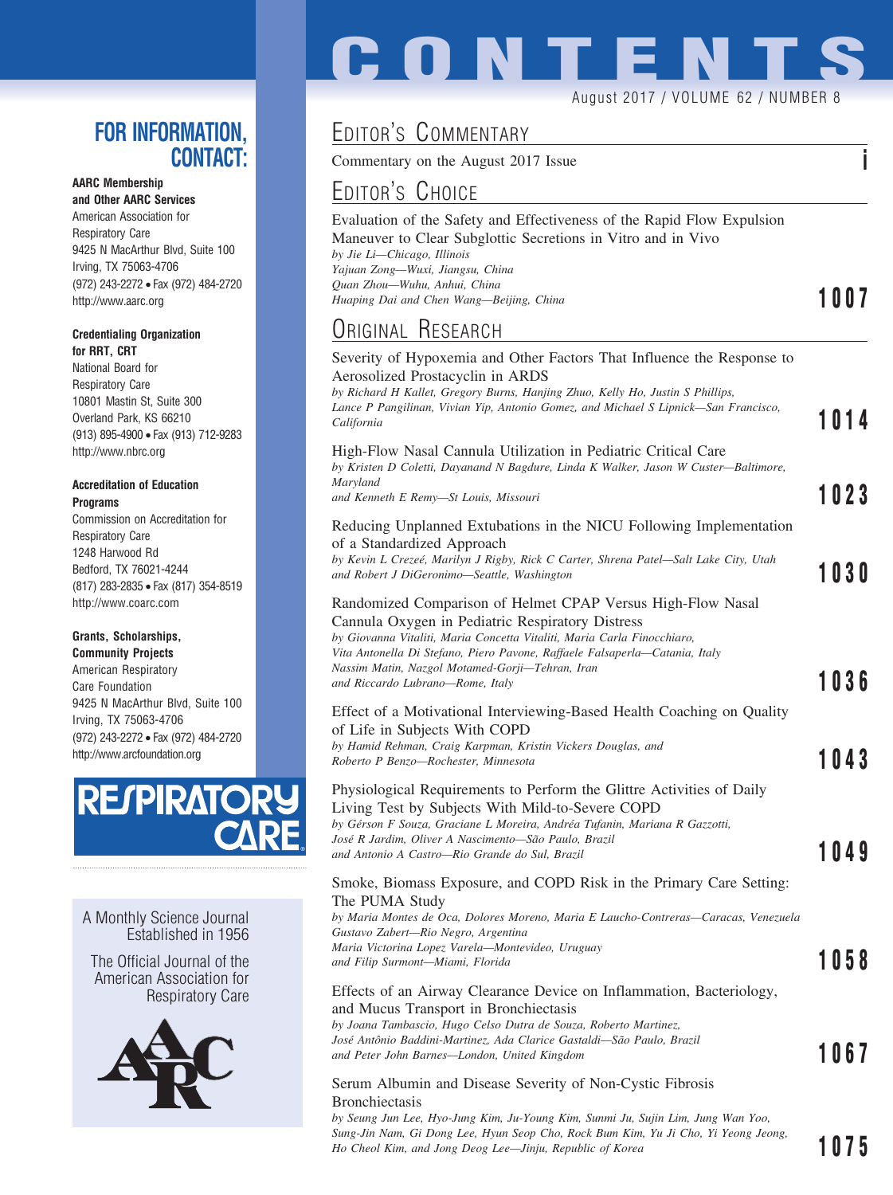# CONTENTS

August 2017 / VOLUME 62 / NUMBER 8

## EDITOR'S COMMENTARY

Commentary on the August 2017 Issue — i

## EDITOR'S CHOICE

Evaluation of the Safety and Effectiveness of the Rapid Flow Expulsion Maneuver to Clear Subglottic Secretions in Vitro and in Vivo
*by Jie Li—Chicago, Illinois*
*Yajuan Zong—Wuxi, Jiangsu, China*
*Quan Zhou—Wuhu, Anhui, China*
*Huaping Dai and Chen Wang—Beijing, China* — 1007

## ORIGINAL RESEARCH

Severity of Hypoxemia and Other Factors That Influence the Response to Aerosolized Prostacyclin in ARDS
*by Richard H Kallet, Gregory Burns, Hanjing Zhuo, Kelly Ho, Justin S Phillips, Lance P Pangilinan, Vivian Yip, Antonio Gomez, and Michael S Lipnick—San Francisco, California* — 1014

High-Flow Nasal Cannula Utilization in Pediatric Critical Care
*by Kristen D Coletti, Dayanand N Bagdure, Linda K Walker, Jason W Custer—Baltimore, Maryland*
*and Kenneth E Remy—St Louis, Missouri* — 1023

Reducing Unplanned Extubations in the NICU Following Implementation of a Standardized Approach
*by Kevin L Crezeé, Marilyn J Rigby, Rick C Carter, Shrena Patel—Salt Lake City, Utah*
*and Robert J DiGeronimo—Seattle, Washington* — 1030

Randomized Comparison of Helmet CPAP Versus High-Flow Nasal Cannula Oxygen in Pediatric Respiratory Distress
*by Giovanna Vitaliti, Maria Concetta Vitaliti, Maria Carla Finocchiaro, Vita Antonella Di Stefano, Piero Pavone, Raffaele Falsaperla—Catania, Italy*
*Nassim Matin, Nazgol Motamed-Gorji—Tehran, Iran*
*and Riccardo Lubrano—Rome, Italy* — 1036

Effect of a Motivational Interviewing-Based Health Coaching on Quality of Life in Subjects With COPD
*by Hamid Rehman, Craig Karpman, Kristin Vickers Douglas, and Roberto P Benzo—Rochester, Minnesota* — 1043

Physiological Requirements to Perform the Glittre Activities of Daily Living Test by Subjects With Mild-to-Severe COPD
*by Gérson F Souza, Graciane L Moreira, Andréa Tufanin, Mariana R Gazzotti, José R Jardim, Oliver A Nascimento—São Paulo, Brazil*
*and Antonio A Castro—Rio Grande do Sul, Brazil* — 1049

Smoke, Biomass Exposure, and COPD Risk in the Primary Care Setting: The PUMA Study
*by Maria Montes de Oca, Dolores Moreno, Maria E Laucho-Contreras—Caracas, Venezuela*
*Gustavo Zabert—Rio Negro, Argentina*
*Maria Victorina Lopez Varela—Montevideo, Uruguay*
*and Filip Surmont—Miami, Florida* — 1058

Effects of an Airway Clearance Device on Inflammation, Bacteriology, and Mucus Transport in Bronchiectasis
*by Joana Tambascio, Hugo Celso Dutra de Souza, Roberto Martinez, José Antônio Baddini-Martinez, Ada Clarice Gastaldi—São Paulo, Brazil*
*and Peter John Barnes—London, United Kingdom* — 1067

Serum Albumin and Disease Severity of Non-Cystic Fibrosis Bronchiectasis
*by Seung Jun Lee, Hyo-Jung Kim, Ju-Young Kim, Sunmi Ju, Sujin Lim, Jung Wan Yoo, Sung-Jin Nam, Gi Dong Lee, Hyun Seop Cho, Rock Bum Kim, Yu Ji Cho, Yi Yeong Jeong, Ho Cheol Kim, and Jong Deog Lee—Jinju, Republic of Korea* — 1075

## FOR INFORMATION, CONTACT:

**AARC Membership and Other AARC Services**
American Association for Respiratory Care
9425 N MacArthur Blvd, Suite 100
Irving, TX 75063-4706
(972) 243-2272 • Fax (972) 484-2720
http://www.aarc.org

**Credentialing Organization for RRT, CRT**
National Board for Respiratory Care
10801 Mastin St, Suite 300
Overland Park, KS 66210
(913) 895-4900 • Fax (913) 712-9283
http://www.nbrc.org

**Accreditation of Education Programs**
Commission on Accreditation for Respiratory Care
1248 Harwood Rd
Bedford, TX 76021-4244
(817) 283-2835 • Fax (817) 354-8519
http://www.coarc.com

**Grants, Scholarships, Community Projects**
American Respiratory Care Foundation
9425 N MacArthur Blvd, Suite 100
Irving, TX 75063-4706
(972) 243-2272 • Fax (972) 484-2720
http://www.arcfoundation.org

RESPIRATORY CARE

A Monthly Science Journal Established in 1956

The Official Journal of the American Association for Respiratory Care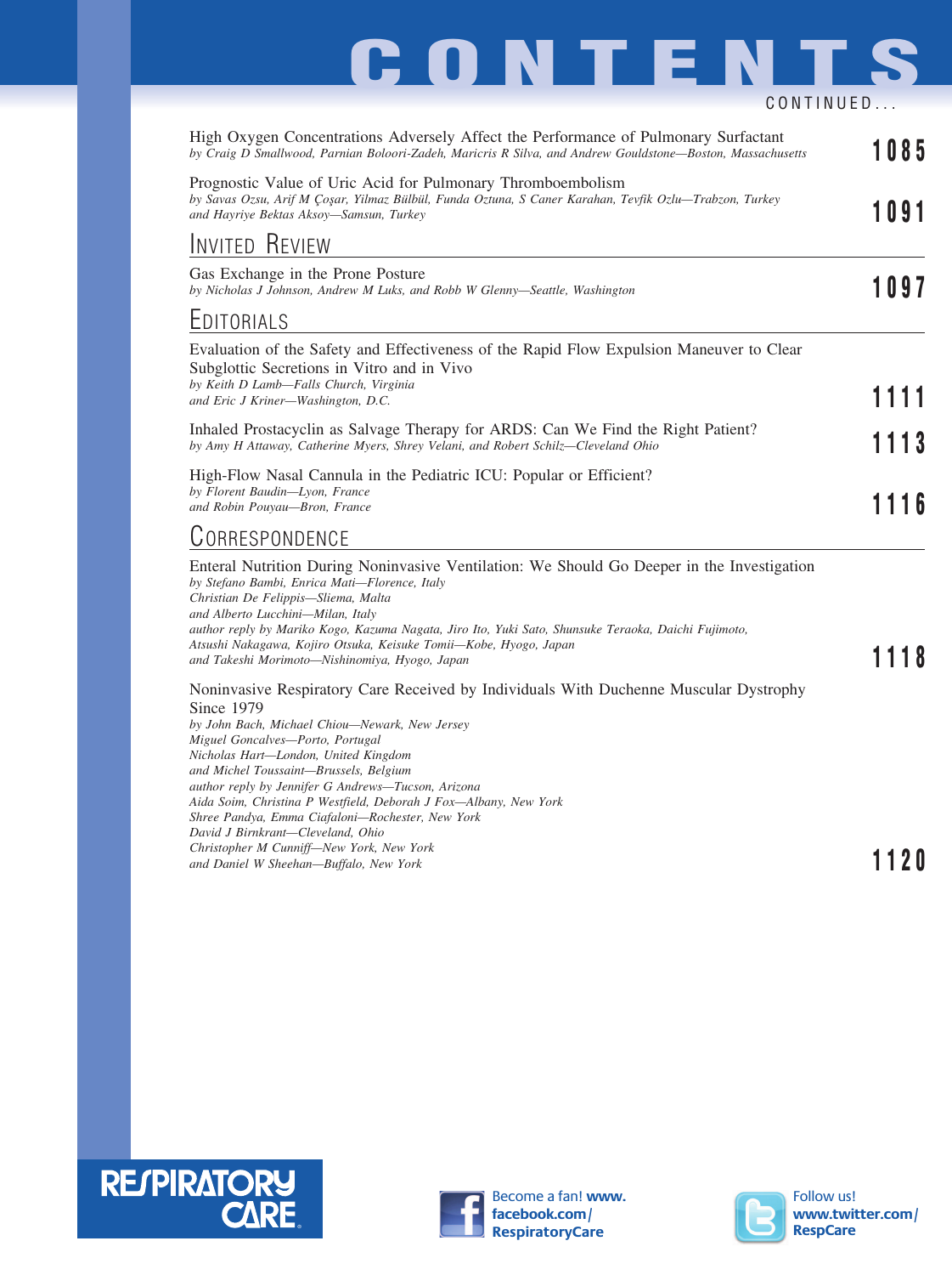# CONTENTS

CONTINUED...

High Oxygen Concentrations Adversely Affect the Performance of Pulmonary Surfactant
*by Craig D Smallwood, Parnian Boloori-Zadeh, Maricris R Silva, and Andrew Gouldstone—Boston, Massachusetts* **1085**

Prognostic Value of Uric Acid for Pulmonary Thromboembolism
*by Savas Ozsu, Arif M Çoşar, Yilmaz Bülbül, Funda Oztuna, S Caner Karahan, Tevfik Ozlu—Trabzon, Turkey and Hayriye Bektas Aksoy—Samsun, Turkey* **1091**

## Invited Review

Gas Exchange in the Prone Posture
*by Nicholas J Johnson, Andrew M Luks, and Robb W Glenny—Seattle, Washington* **1097**

## Editorials

Evaluation of the Safety and Effectiveness of the Rapid Flow Expulsion Maneuver to Clear Subglottic Secretions in Vitro and in Vivo
*by Keith D Lamb—Falls Church, Virginia and Eric J Kriner—Washington, D.C.* **1111**

Inhaled Prostacyclin as Salvage Therapy for ARDS: Can We Find the Right Patient?
*by Amy H Attaway, Catherine Myers, Shrey Velani, and Robert Schilz—Cleveland Ohio* **1113**

High-Flow Nasal Cannula in the Pediatric ICU: Popular or Efficient?
*by Florent Baudin—Lyon, France and Robin Pouyau—Bron, France* **1116**

## Correspondence

Enteral Nutrition During Noninvasive Ventilation: We Should Go Deeper in the Investigation
*by Stefano Bambi, Enrica Mati—Florence, Italy
Christian De Felippis—Sliema, Malta
and Alberto Lucchini—Milan, Italy
author reply by Mariko Kogo, Kazuma Nagata, Jiro Ito, Yuki Sato, Shunsuke Teraoka, Daichi Fujimoto, Atsushi Nakagawa, Kojiro Otsuka, Keisuke Tomii—Kobe, Hyogo, Japan
and Takeshi Morimoto—Nishinomiya, Hyogo, Japan* **1118**

Noninvasive Respiratory Care Received by Individuals With Duchenne Muscular Dystrophy Since 1979
*by John Bach, Michael Chiou—Newark, New Jersey
Miguel Goncalves—Porto, Portugal
Nicholas Hart—London, United Kingdom
and Michel Toussaint—Brussels, Belgium
author reply by Jennifer G Andrews—Tucson, Arizona
Aida Soim, Christina P Westfield, Deborah J Fox—Albany, New York
Shree Pandya, Emma Ciafaloni—Rochester, New York
David J Birnkrant—Cleveland, Ohio
Christopher M Cunniff—New York, New York
and Daniel W Sheehan—Buffalo, New York* **1120**

RESPIRATORY CARE

Become a fan! www.facebook.com/RespiratoryCare

Follow us! www.twitter.com/RespCare